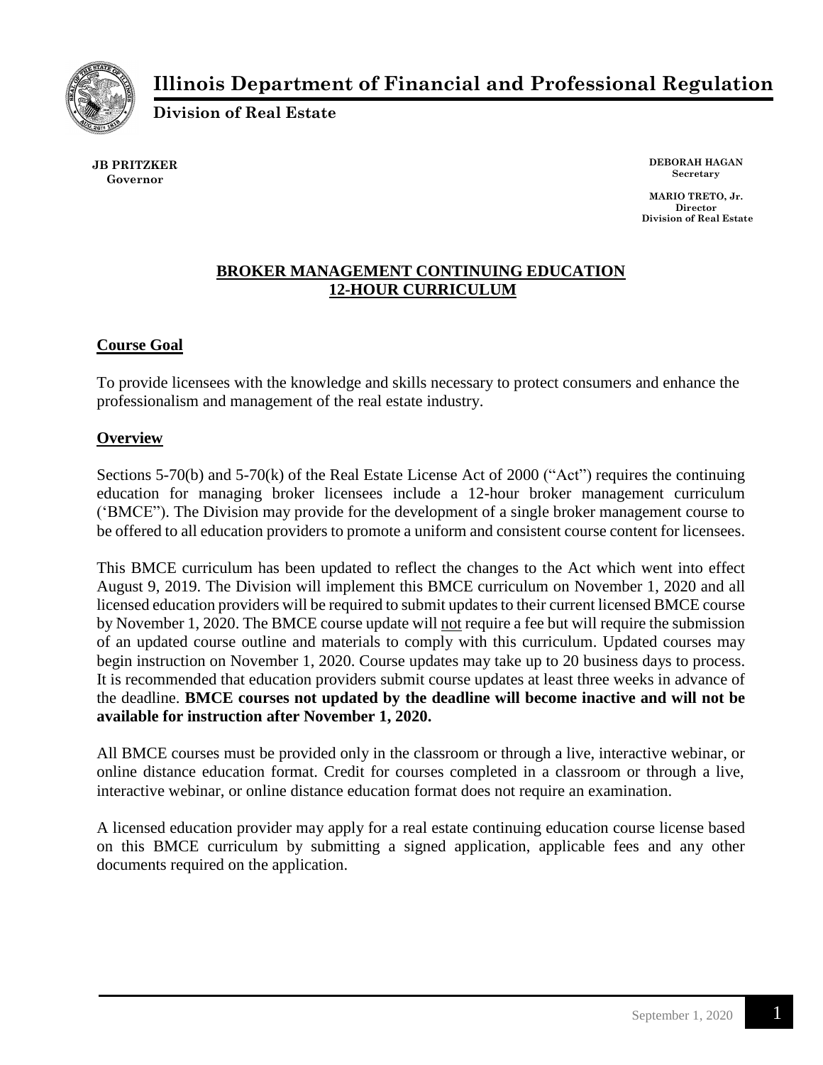# Illinois Department of Financial and Professional Regulation

**Division of Real Estate**

**JB PRITZKER**
**Governor**

**DEBORAH HAGAN**
**Secretary**

**MARIO TRETO, Jr.**
**Director**
**Division of Real Estate**

## BROKER MANAGEMENT CONTINUING EDUCATION 12-HOUR CURRICULUM

### Course Goal

To provide licensees with the knowledge and skills necessary to protect consumers and enhance the professionalism and management of the real estate industry.

### Overview

Sections 5-70(b) and 5-70(k) of the Real Estate License Act of 2000 ("Act") requires the continuing education for managing broker licensees include a 12-hour broker management curriculum ('BMCE"). The Division may provide for the development of a single broker management course to be offered to all education providers to promote a uniform and consistent course content for licensees.

This BMCE curriculum has been updated to reflect the changes to the Act which went into effect August 9, 2019. The Division will implement this BMCE curriculum on November 1, 2020 and all licensed education providers will be required to submit updates to their current licensed BMCE course by November 1, 2020. The BMCE course update will not require a fee but will require the submission of an updated course outline and materials to comply with this curriculum. Updated courses may begin instruction on November 1, 2020. Course updates may take up to 20 business days to process. It is recommended that education providers submit course updates at least three weeks in advance of the deadline. **BMCE courses not updated by the deadline will become inactive and will not be available for instruction after November 1, 2020.**

All BMCE courses must be provided only in the classroom or through a live, interactive webinar, or online distance education format. Credit for courses completed in a classroom or through a live, interactive webinar, or online distance education format does not require an examination.

A licensed education provider may apply for a real estate continuing education course license based on this BMCE curriculum by submitting a signed application, applicable fees and any other documents required on the application.

September 1, 2020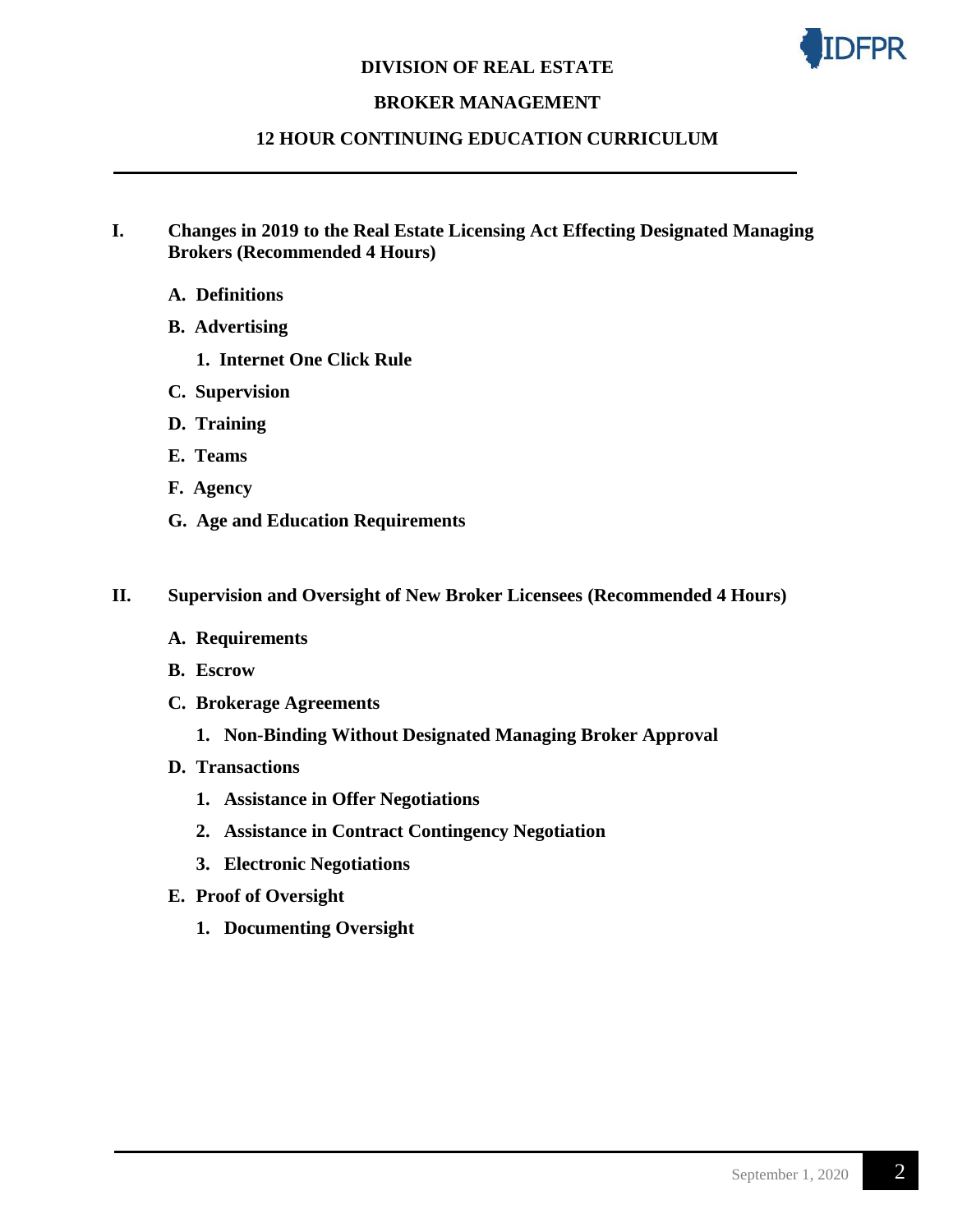**DIVISION OF REAL ESTATE**

**BROKER MANAGEMENT**

**12 HOUR CONTINUING EDUCATION CURRICULUM**

---

## I. Changes in 2019 to the Real Estate Licensing Act Effecting Designated Managing Brokers (Recommended 4 Hours)

- **A. Definitions**
- **B. Advertising**
  1. **Internet One Click Rule**
- **C. Supervision**
- **D. Training**
- **E. Teams**
- **F. Agency**
- **G. Age and Education Requirements**

## II. Supervision and Oversight of New Broker Licensees (Recommended 4 Hours)

- **A. Requirements**
- **B. Escrow**
- **C. Brokerage Agreements**
  1. **Non-Binding Without Designated Managing Broker Approval**
- **D. Transactions**
  1. **Assistance in Offer Negotiations**
  2. **Assistance in Contract Contingency Negotiation**
  3. **Electronic Negotiations**
- **E. Proof of Oversight**
  1. **Documenting Oversight**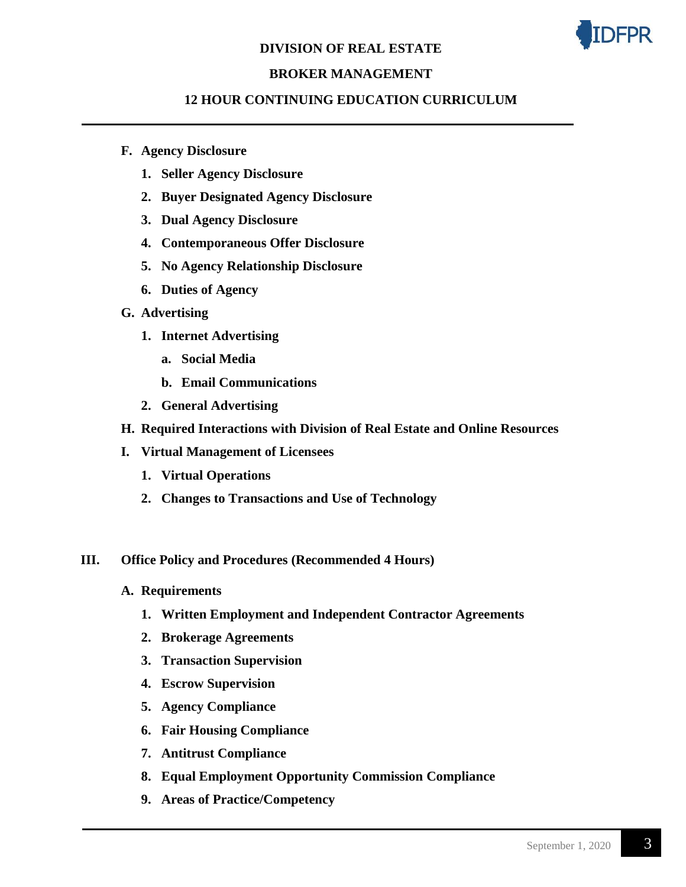F. **Agency Disclosure**
   1. **Seller Agency Disclosure**
   2. **Buyer Designated Agency Disclosure**
   3. **Dual Agency Disclosure**
   4. **Contemporaneous Offer Disclosure**
   5. **No Agency Relationship Disclosure**
   6. **Duties of Agency**

G. **Advertising**
   1. **Internet Advertising**
      a. **Social Media**
      b. **Email Communications**
   2. **General Advertising**

H. **Required Interactions with Division of Real Estate and Online Resources**

I. **Virtual Management of Licensees**
   1. **Virtual Operations**
   2. **Changes to Transactions and Use of Technology**

## III. Office Policy and Procedures (Recommended 4 Hours)

A. **Requirements**
   1. **Written Employment and Independent Contractor Agreements**
   2. **Brokerage Agreements**
   3. **Transaction Supervision**
   4. **Escrow Supervision**
   5. **Agency Compliance**
   6. **Fair Housing Compliance**
   7. **Antitrust Compliance**
   8. **Equal Employment Opportunity Commission Compliance**
   9. **Areas of Practice/Competency**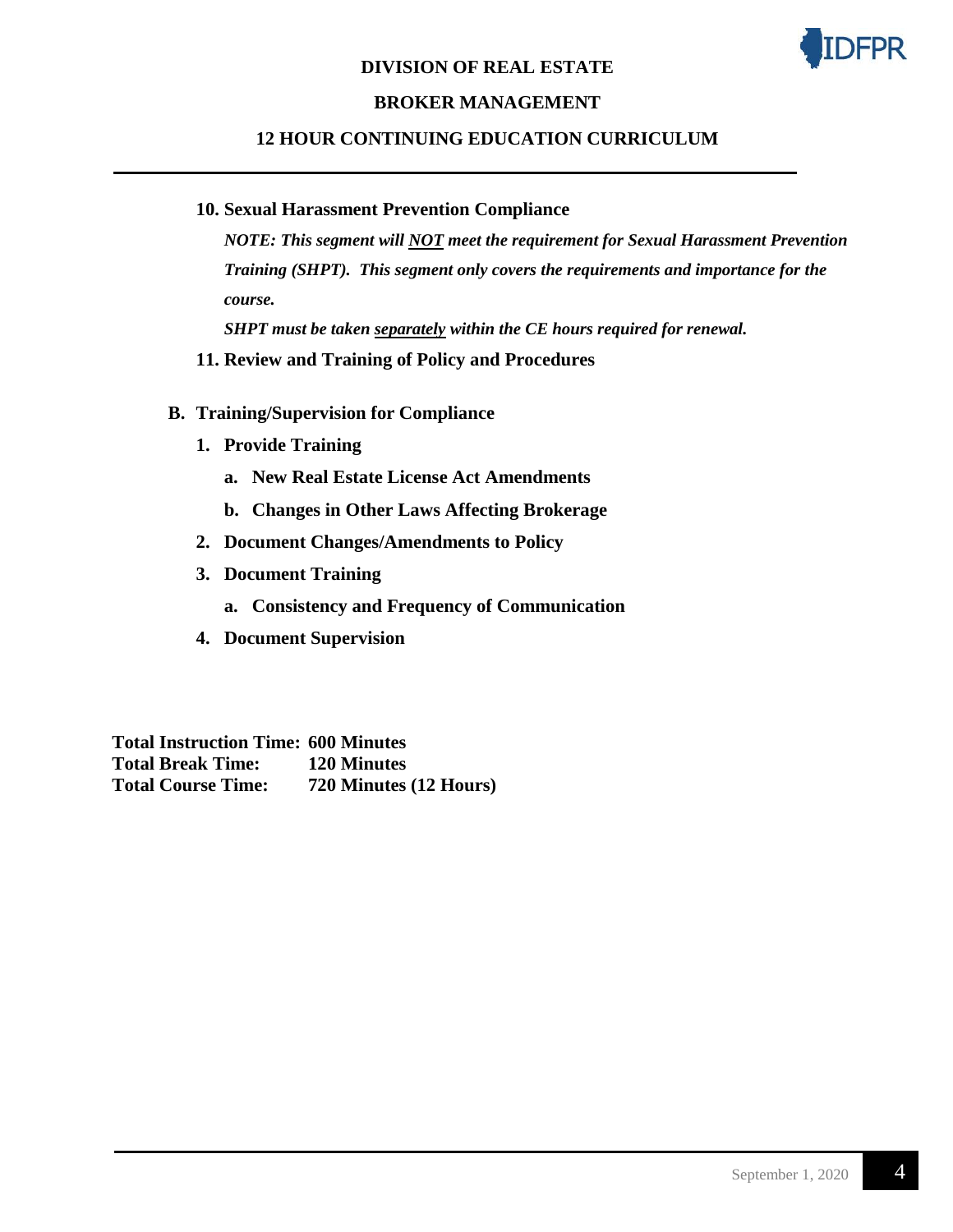**10. Sexual Harassment Prevention Compliance**

*NOTE: This segment will NOT meet the requirement for Sexual Harassment Prevention Training (SHPT). This segment only covers the requirements and importance for the course.*

*SHPT must be taken separately within the CE hours required for renewal.*

**11. Review and Training of Policy and Procedures**

**B. Training/Supervision for Compliance**

1. **Provide Training**
   - a. **New Real Estate License Act Amendments**
   - b. **Changes in Other Laws Affecting Brokerage**
2. **Document Changes/Amendments to Policy**
3. **Document Training**
   - a. **Consistency and Frequency of Communication**
4. **Document Supervision**

**Total Instruction Time:** **600 Minutes**
**Total Break Time:** **120 Minutes**
**Total Course Time:** **720 Minutes (12 Hours)**